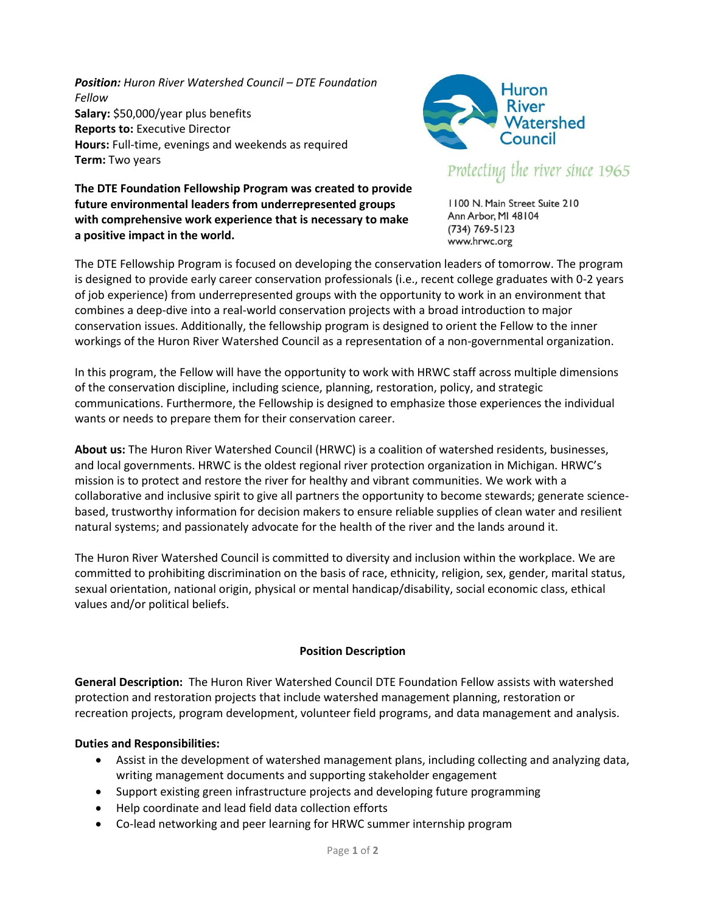***Position:*** *Huron River Watershed Council – DTE Foundation Fellow*
**Salary:** $50,000/year plus benefits
**Reports to:** Executive Director
**Hours:** Full-time, evenings and weekends as required
**Term:** Two years

Huron River Watershed Council

*Protecting the river since 1965*

1100 N. Main Street Suite 210
Ann Arbor, MI 48104
(734) 769-5123
www.hrwc.org

**The DTE Foundation Fellowship Program was created to provide future environmental leaders from underrepresented groups with comprehensive work experience that is necessary to make a positive impact in the world.**

The DTE Fellowship Program is focused on developing the conservation leaders of tomorrow. The program is designed to provide early career conservation professionals (i.e., recent college graduates with 0-2 years of job experience) from underrepresented groups with the opportunity to work in an environment that combines a deep-dive into a real-world conservation projects with a broad introduction to major conservation issues. Additionally, the fellowship program is designed to orient the Fellow to the inner workings of the Huron River Watershed Council as a representation of a non-governmental organization.

In this program, the Fellow will have the opportunity to work with HRWC staff across multiple dimensions of the conservation discipline, including science, planning, restoration, policy, and strategic communications. Furthermore, the Fellowship is designed to emphasize those experiences the individual wants or needs to prepare them for their conservation career.

**About us:** The Huron River Watershed Council (HRWC) is a coalition of watershed residents, businesses, and local governments. HRWC is the oldest regional river protection organization in Michigan. HRWC's mission is to protect and restore the river for healthy and vibrant communities. We work with a collaborative and inclusive spirit to give all partners the opportunity to become stewards; generate science-based, trustworthy information for decision makers to ensure reliable supplies of clean water and resilient natural systems; and passionately advocate for the health of the river and the lands around it.

The Huron River Watershed Council is committed to diversity and inclusion within the workplace. We are committed to prohibiting discrimination on the basis of race, ethnicity, religion, sex, gender, marital status, sexual orientation, national origin, physical or mental handicap/disability, social economic class, ethical values and/or political beliefs.

## Position Description

**General Description:** The Huron River Watershed Council DTE Foundation Fellow assists with watershed protection and restoration projects that include watershed management planning, restoration or recreation projects, program development, volunteer field programs, and data management and analysis.

**Duties and Responsibilities:**

- Assist in the development of watershed management plans, including collecting and analyzing data, writing management documents and supporting stakeholder engagement
- Support existing green infrastructure projects and developing future programming
- Help coordinate and lead field data collection efforts
- Co-lead networking and peer learning for HRWC summer internship program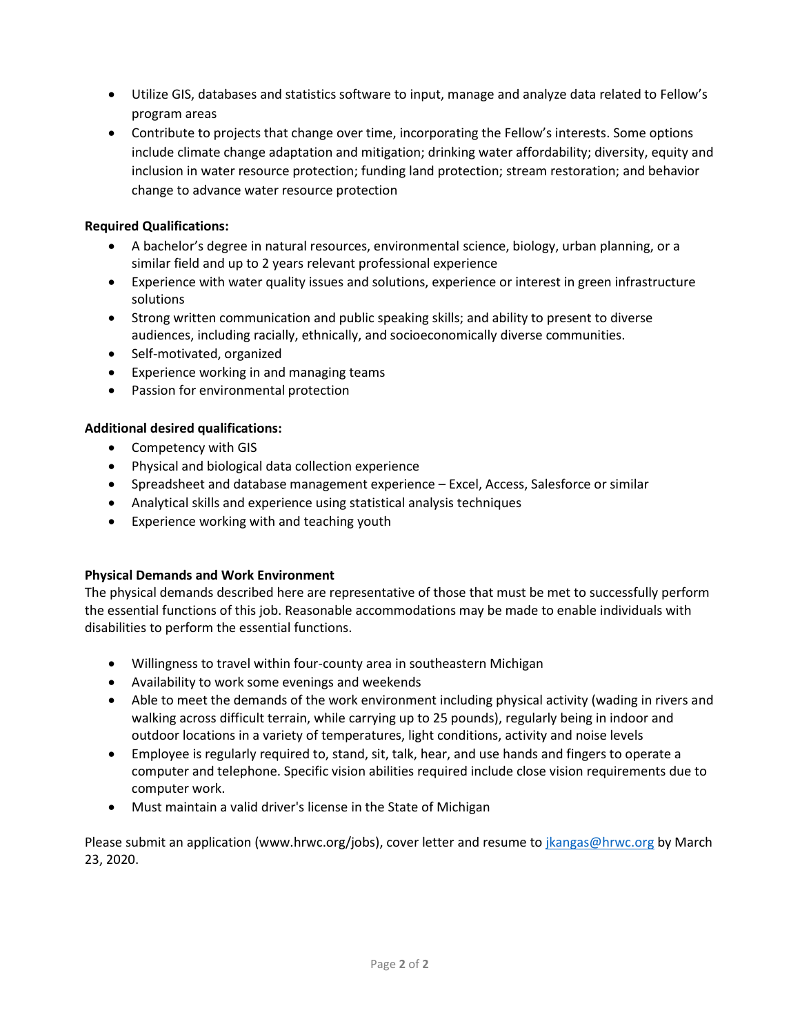- Utilize GIS, databases and statistics software to input, manage and analyze data related to Fellow's program areas
- Contribute to projects that change over time, incorporating the Fellow's interests. Some options include climate change adaptation and mitigation; drinking water affordability; diversity, equity and inclusion in water resource protection; funding land protection; stream restoration; and behavior change to advance water resource protection

**Required Qualifications:**

- A bachelor's degree in natural resources, environmental science, biology, urban planning, or a similar field and up to 2 years relevant professional experience
- Experience with water quality issues and solutions, experience or interest in green infrastructure solutions
- Strong written communication and public speaking skills; and ability to present to diverse audiences, including racially, ethnically, and socioeconomically diverse communities.
- Self-motivated, organized
- Experience working in and managing teams
- Passion for environmental protection

**Additional desired qualifications:**

- Competency with GIS
- Physical and biological data collection experience
- Spreadsheet and database management experience – Excel, Access, Salesforce or similar
- Analytical skills and experience using statistical analysis techniques
- Experience working with and teaching youth

**Physical Demands and Work Environment**

The physical demands described here are representative of those that must be met to successfully perform the essential functions of this job. Reasonable accommodations may be made to enable individuals with disabilities to perform the essential functions.

- Willingness to travel within four-county area in southeastern Michigan
- Availability to work some evenings and weekends
- Able to meet the demands of the work environment including physical activity (wading in rivers and walking across difficult terrain, while carrying up to 25 pounds), regularly being in indoor and outdoor locations in a variety of temperatures, light conditions, activity and noise levels
- Employee is regularly required to, stand, sit, talk, hear, and use hands and fingers to operate a computer and telephone. Specific vision abilities required include close vision requirements due to computer work.
- Must maintain a valid driver's license in the State of Michigan

Please submit an application (www.hrwc.org/jobs), cover letter and resume to jkangas@hrwc.org by March 23, 2020.